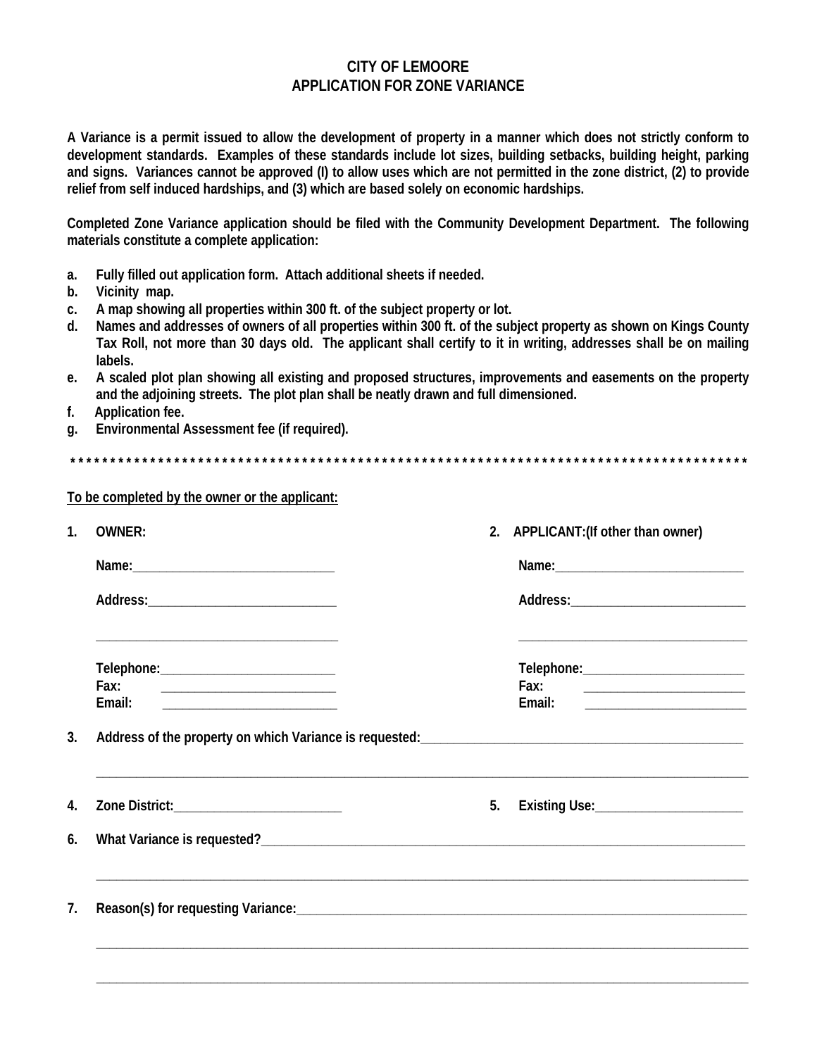# CITY OF LEMOORE
## APPLICATION FOR ZONE VARIANCE

**A Variance is a permit issued to allow the development of property in a manner which does not strictly conform to development standards. Examples of these standards include lot sizes, building setbacks, building height, parking and signs. Variances cannot be approved (I) to allow uses which are not permitted in the zone district, (2) to provide relief from self induced hardships, and (3) which are based solely on economic hardships.**

**Completed Zone Variance application should be filed with the Community Development Department. The following materials constitute a complete application:**

a. **Fully filled out application form. Attach additional sheets if needed.**
b. **Vicinity map.**
c. **A map showing all properties within 300 ft. of the subject property or lot.**
d. **Names and addresses of owners of all properties within 300 ft. of the subject property as shown on Kings County Tax Roll, not more than 30 days old. The applicant shall certify to it in writing, addresses shall be on mailing labels.**
e. **A scaled plot plan showing all existing and proposed structures, improvements and easements on the property and the adjoining streets. The plot plan shall be neatly drawn and full dimensioned.**
f. **Application fee.**
g. **Environmental Assessment fee (if required).**

*******************************************************************************************

**To be completed by the owner or the applicant:**

**1. OWNER:**

Name:______________________________

Address:____________________________

____________________________________

Telephone:__________________________
Fax: __________________________
Email: __________________________

**2. APPLICANT:(If other than owner)**

Name:____________________________

Address:__________________________

__________________________________

Telephone:________________________
Fax: ________________________
Email: ________________________

**3. Address of the property on which Variance is requested:**__________________________________________________

____________________________________________________________________________________________________

**4. Zone District:**__________________________

**5. Existing Use:**_______________________

**6. What Variance is requested?**______________________________________________________________________________

____________________________________________________________________________________________________

**7. Reason(s) for requesting Variance:**__________________________________________________________________________

____________________________________________________________________________________________________

____________________________________________________________________________________________________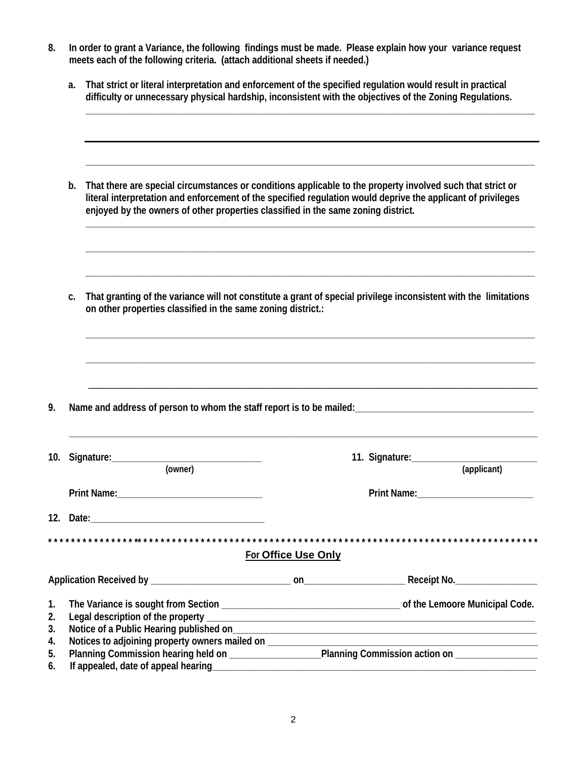8. **In order to grant a Variance, the following findings must be made. Please explain how your variance request meets each of the following criteria. (attach additional sheets if needed.)**

   a. **That strict or literal interpretation and enforcement of the specified regulation would result in practical difficulty or unnecessary physical hardship, inconsistent with the objectives of the Zoning Regulations.**

   ______________________________________________________________________________

   ______________________________________________________________________________

   ______________________________________________________________________________

   b. **That there are special circumstances or conditions applicable to the property involved such that strict or literal interpretation and enforcement of the specified regulation would deprive the applicant of privileges enjoyed by the owners of other properties classified in the same zoning district.**

   ______________________________________________________________________________

   ______________________________________________________________________________

   ______________________________________________________________________________

   c. **That granting of the variance will not constitute a grant of special privilege inconsistent with the limitations on other properties classified in the same zoning district.:**

   ______________________________________________________________________________

   ______________________________________________________________________________

   ______________________________________________________________________________

9. **Name and address of person to whom the staff report is to be mailed:**______________________________________

   ______________________________________________________________________________

10. **Signature:**_______________________________ **(owner)**

    **Print Name:**_______________________________

11. **Signature:**_________________________ **(applicant)**

    **Print Name:**_________________________

12. **Date:**_____________________________________

*******************************************************************************

**For Office Use Only**

**Application Received by** _____________________________ **on**____________________ **Receipt No.**_________________

1. **The Variance is sought from Section** ____________________________________ **of the Lemoore Municipal Code.**
2. **Legal description of the property** ______________________________________________________________________
3. **Notice of a Public Hearing published on**__________________________________________________________________
4. **Notices to adjoining property owners mailed on** ____________________________________________________________
5. **Planning Commission hearing held on** __________________**Planning Commission action on** ________________
6. **If appealed, date of appeal hearing**_____________________________________________________________________